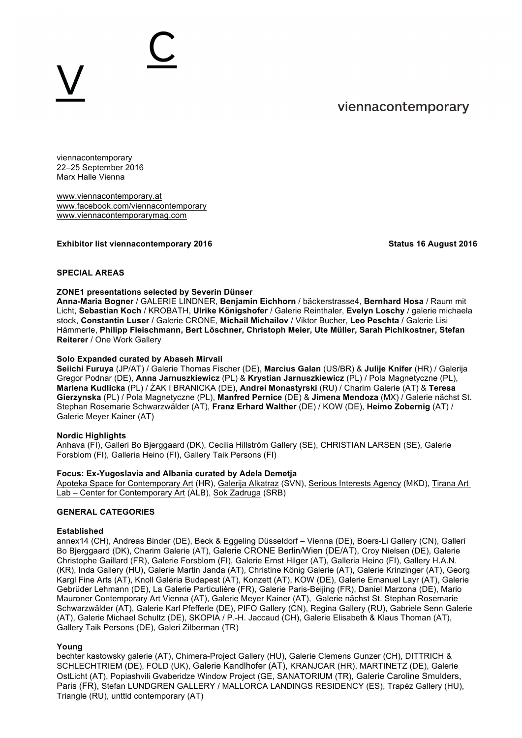viennacontemporary

viennacontemporary
22–25 September 2016
Marx Halle Vienna

www.viennacontemporary.at
www.facebook.com/viennacontemporary
www.viennacontemporarymag.com

**Exhibitor list viennacontemporary 2016** **Status 16 August 2016**

## SPECIAL AREAS

### ZONE1 presentations selected by Severin Dünser

**Anna-Maria Bogner** / GALERIE LINDNER, **Benjamin Eichhorn** / bäckerstrasse4, **Bernhard Hosa** / Raum mit Licht, **Sebastian Koch** / KROBATH, **Ulrike Königshofer** / Galerie Reinthaler, **Evelyn Loschy** / galerie michaela stock, **Constantin Luser** / Galerie CRONE, **Michail Michailov** / Viktor Bucher, **Leo Peschta** / Galerie Lisi Hämmerle, **Philipp Fleischmann, Bert Löschner, Christoph Meier, Ute Müller, Sarah Pichlkostner, Stefan Reiterer** / One Work Gallery

### Solo Expanded curated by Abaseh Mirvali

**Seiichi Furuya** (JP/AT) / Galerie Thomas Fischer (DE), **Marcius Galan** (US/BR) & **Julije Knifer** (HR) / Galerija Gregor Podnar (DE), **Anna Jarnuszkiewicz** (PL) & **Krystian Jarnuszkiewicz** (PL) / Pola Magnetyczne (PL), **Marlena Kudlicka** (PL) / ŻAK I BRANICKA (DE), **Andrei Monastyrski** (RU) / Charim Galerie (AT) & **Teresa Gierzynska** (PL) / Pola Magnetyczne (PL), **Manfred Pernice** (DE) & **Jimena Mendoza** (MX) / Galerie nächst St. Stephan Rosemarie Schwarzwälder (AT), **Franz Erhard Walther** (DE) / KOW (DE), **Heimo Zobernig** (AT) / Galerie Meyer Kainer (AT)

### Nordic Highlights

Anhava (FI), Galleri Bo Bjerggaard (DK), Cecilia Hillström Gallery (SE), CHRISTIAN LARSEN (SE), Galerie Forsblom (FI), Galleria Heino (FI), Gallery Taik Persons (FI)

### Focus: Ex-Yugoslavia and Albania curated by Adela Demetja

Apoteka Space for Contemporary Art (HR), Galerija Alkatraz (SVN), Serious Interests Agency (MKD), Tirana Art Lab – Center for Contemporary Art (ALB), Sok Zadruga (SRB)

## GENERAL CATEGORIES

### Established

annex14 (CH), Andreas Binder (DE), Beck & Eggeling Düsseldorf – Vienna (DE), Boers-Li Gallery (CN), Galleri Bo Bjerggaard (DK), Charim Galerie (AT), Galerie CRONE Berlin/Wien (DE/AT), Croy Nielsen (DE), Galerie Christophe Gaillard (FR), Galerie Forsblom (FI), Galerie Ernst Hilger (AT), Galleria Heino (FI), Gallery H.A.N. (KR), Inda Gallery (HU), Galerie Martin Janda (AT), Christine König Galerie (AT), Galerie Krinzinger (AT), Georg Kargl Fine Arts (AT), Knoll Galéria Budapest (AT), Konzett (AT), KOW (DE), Galerie Emanuel Layr (AT), Galerie Gebrüder Lehmann (DE), La Galerie Particulière (FR), Galerie Paris-Beijing (FR), Daniel Marzona (DE), Mario Mauroner Contemporary Art Vienna (AT), Galerie Meyer Kainer (AT), Galerie nächst St. Stephan Rosemarie Schwarzwälder (AT), Galerie Karl Pfefferle (DE), PIFO Gallery (CN), Regina Gallery (RU), Gabriele Senn Galerie (AT), Galerie Michael Schultz (DE), SKOPIA / P.-H. Jaccaud (CH), Galerie Elisabeth & Klaus Thoman (AT), Gallery Taik Persons (DE), Galeri Zilberman (TR)

### Young

bechter kastowsky galerie (AT), Chimera-Project Gallery (HU), Galerie Clemens Gunzer (CH), DITTRICH & SCHLECHTRIEM (DE), FOLD (UK), Galerie Kandlhofer (AT), KRANJCAR (HR), MARTINETZ (DE), Galerie OstLicht (AT), Popiashvili Gvaberidze Window Project (GE, SANATORIUM (TR), Galerie Caroline Smulders, Paris (FR), Stefan LUNDGREN GALLERY / MALLORCA LANDINGS RESIDENCY (ES), Trapéz Gallery (HU), Triangle (RU), unttld contemporary (AT)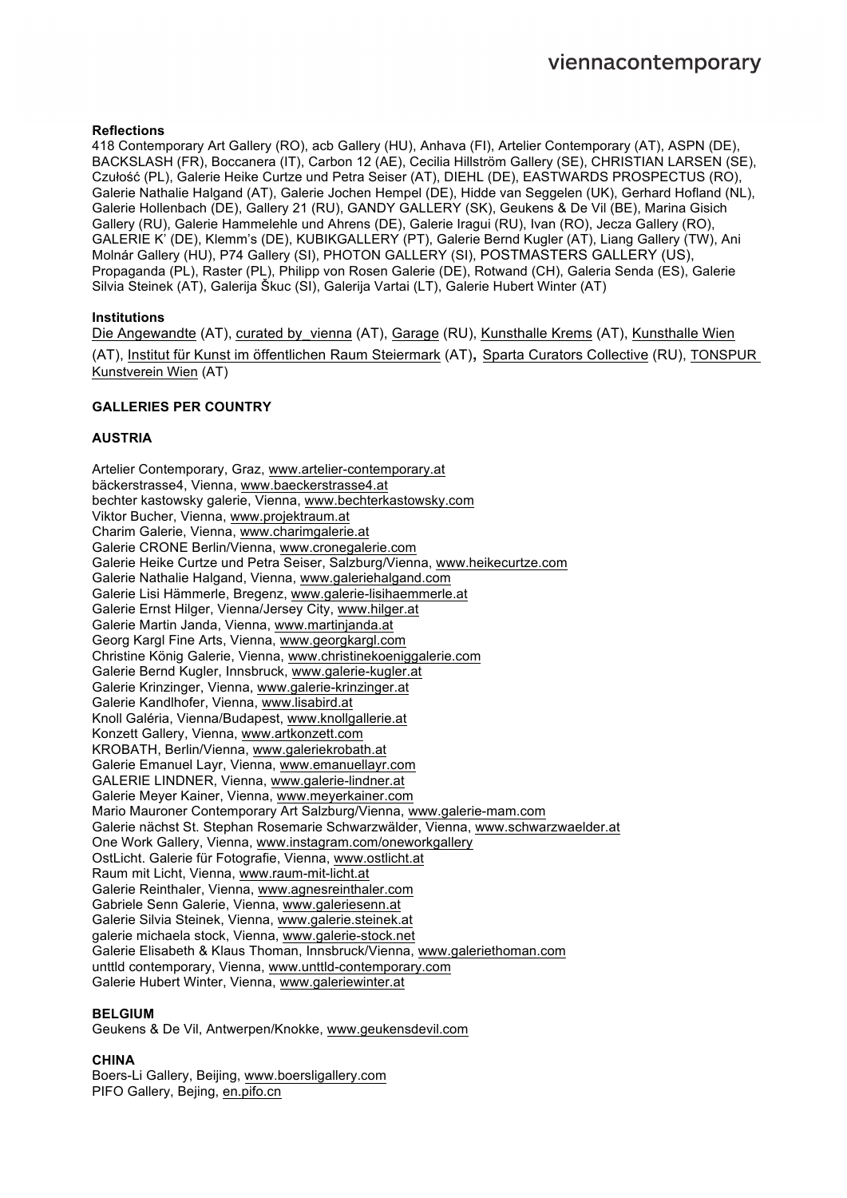**Reflections**

418 Contemporary Art Gallery (RO), acb Gallery (HU), Anhava (FI), Artelier Contemporary (AT), ASPN (DE), BACKSLASH (FR), Boccanera (IT), Carbon 12 (AE), Cecilia Hillström Gallery (SE), CHRISTIAN LARSEN (SE), Czułość (PL), Galerie Heike Curtze und Petra Seiser (AT), DIEHL (DE), EASTWARDS PROSPECTUS (RO), Galerie Nathalie Halgand (AT), Galerie Jochen Hempel (DE), Hidde van Seggelen (UK), Gerhard Hofland (NL), Galerie Hollenbach (DE), Gallery 21 (RU), GANDY GALLERY (SK), Geukens & De Vil (BE), Marina Gisich Gallery (RU), Galerie Hammelehle und Ahrens (DE), Galerie Iragui (RU), Ivan (RO), Jecza Gallery (RO), GALERIE K' (DE), Klemm's (DE), KUBIKGALLERY (PT), Galerie Bernd Kugler (AT), Liang Gallery (TW), Ani Molnár Gallery (HU), P74 Gallery (SI), PHOTON GALLERY (SI), POSTMASTERS GALLERY (US), Propaganda (PL), Raster (PL), Philipp von Rosen Galerie (DE), Rotwand (CH), Galeria Senda (ES), Galerie Silvia Steinek (AT), Galerija Škuc (SI), Galerija Vartai (LT), Galerie Hubert Winter (AT)

**Institutions**

Die Angewandte (AT), curated by_vienna (AT), Garage (RU), Kunsthalle Krems (AT), Kunsthalle Wien (AT), Institut für Kunst im öffentlichen Raum Steiermark (AT), Sparta Curators Collective (RU), TONSPUR Kunstverein Wien (AT)

**GALLERIES PER COUNTRY**

**AUSTRIA**

Artelier Contemporary, Graz, www.artelier-contemporary.at
bäckerstrasse4, Vienna, www.baeckerstrasse4.at
bechter kastowsky galerie, Vienna, www.bechterkastowsky.com
Viktor Bucher, Vienna, www.projektraum.at
Charim Galerie, Vienna, www.charimgalerie.at
Galerie CRONE Berlin/Vienna, www.cronegalerie.com
Galerie Heike Curtze und Petra Seiser, Salzburg/Vienna, www.heikecurtze.com
Galerie Nathalie Halgand, Vienna, www.galeriehalgand.com
Galerie Lisi Hämmerle, Bregenz, www.galerie-lisihaemmerle.at
Galerie Ernst Hilger, Vienna/Jersey City, www.hilger.at
Galerie Martin Janda, Vienna, www.martinjanda.at
Georg Kargl Fine Arts, Vienna, www.georgkargl.com
Christine König Galerie, Vienna, www.christinekoeniggalerie.com
Galerie Bernd Kugler, Innsbruck, www.galerie-kugler.at
Galerie Krinzinger, Vienna, www.galerie-krinzinger.at
Galerie Kandlhofer, Vienna, www.lisabird.at
Knoll Galéria, Vienna/Budapest, www.knollgallerie.at
Konzett Gallery, Vienna, www.artkonzett.com
KROBATH, Berlin/Vienna, www.galeriekrobath.at
Galerie Emanuel Layr, Vienna, www.emanuellayr.com
GALERIE LINDNER, Vienna, www.galerie-lindner.at
Galerie Meyer Kainer, Vienna, www.meyerkainer.com
Mario Mauroner Contemporary Art Salzburg/Vienna, www.galerie-mam.com
Galerie nächst St. Stephan Rosemarie Schwarzwälder, Vienna, www.schwarzwaelder.at
One Work Gallery, Vienna, www.instagram.com/oneworkgallery
OstLicht. Galerie für Fotografie, Vienna, www.ostlicht.at
Raum mit Licht, Vienna, www.raum-mit-licht.at
Galerie Reinthaler, Vienna, www.agnesreinthaler.com
Gabriele Senn Galerie, Vienna, www.galeriesenn.at
Galerie Silvia Steinek, Vienna, www.galerie.steinek.at
galerie michaela stock, Vienna, www.galerie-stock.net
Galerie Elisabeth & Klaus Thoman, Innsbruck/Vienna, www.galeriethoman.com
unttld contemporary, Vienna, www.unttld-contemporary.com
Galerie Hubert Winter, Vienna, www.galeriewinter.at

**BELGIUM**

Geukens & De Vil, Antwerpen/Knokke, www.geukensdevil.com

**CHINA**

Boers-Li Gallery, Beijing, www.boersligallery.com
PIFO Gallery, Bejing, en.pifo.cn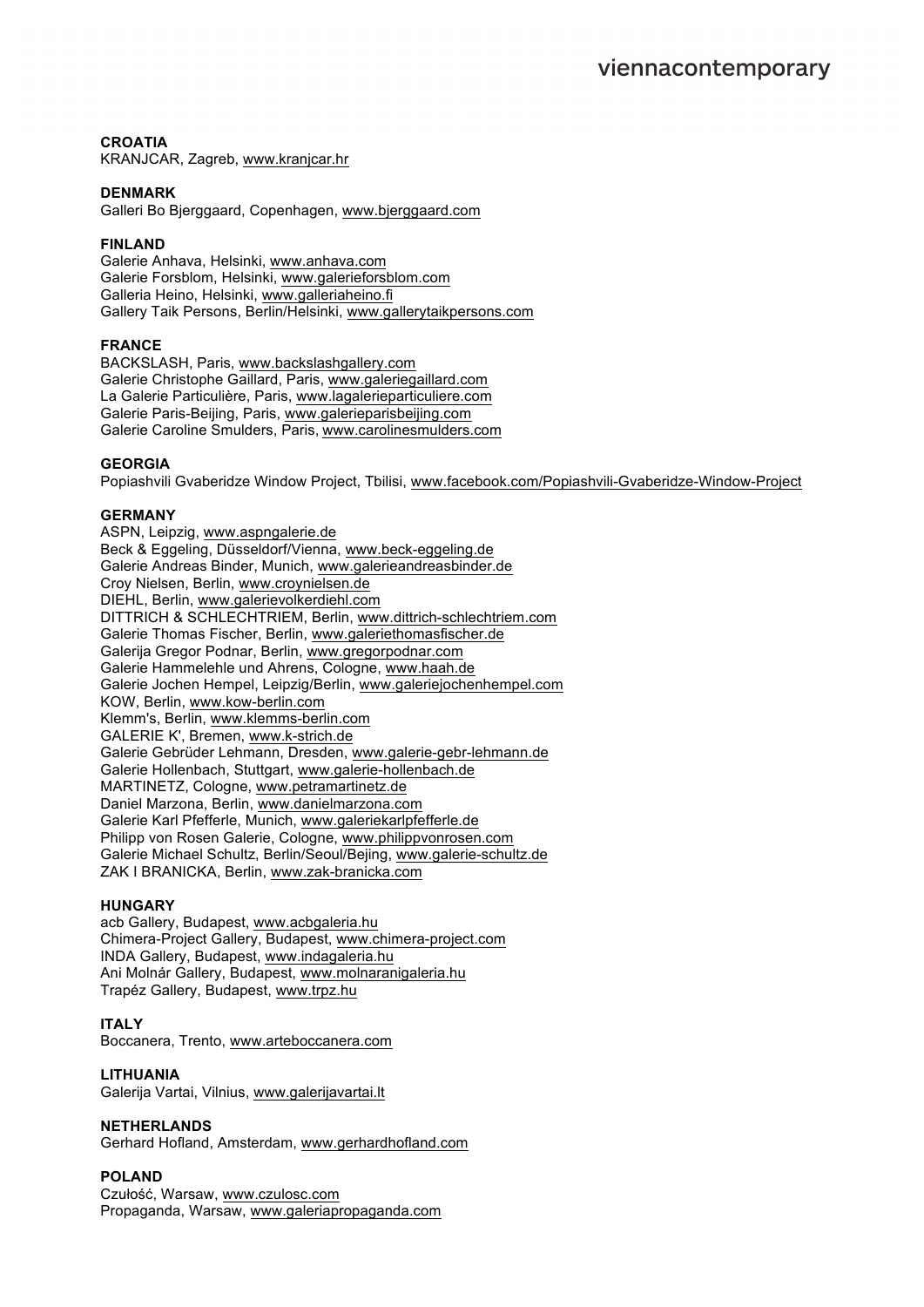**CROATIA**
KRANJCAR, Zagreb, www.kranjcar.hr

**DENMARK**
Galleri Bo Bjerggaard, Copenhagen, www.bjerggaard.com

**FINLAND**
Galerie Anhava, Helsinki, www.anhava.com
Galerie Forsblom, Helsinki, www.galerieforsblom.com
Galleria Heino, Helsinki, www.galleriaheino.fi
Gallery Taik Persons, Berlin/Helsinki, www.gallerytaikpersons.com

**FRANCE**
BACKSLASH, Paris, www.backslashgallery.com
Galerie Christophe Gaillard, Paris, www.galeriegaillard.com
La Galerie Particulière, Paris, www.lagalerieparticuliere.com
Galerie Paris-Beijing, Paris, www.galerieparisbeijing.com
Galerie Caroline Smulders, Paris, www.carolinesmulders.com

**GEORGIA**
Popiashvili Gvaberidze Window Project, Tbilisi, www.facebook.com/Popiashvili-Gvaberidze-Window-Project

**GERMANY**
ASPN, Leipzig, www.aspngalerie.de
Beck & Eggeling, Düsseldorf/Vienna, www.beck-eggeling.de
Galerie Andreas Binder, Munich, www.galerieandreasbinder.de
Croy Nielsen, Berlin, www.croynielsen.de
DIEHL, Berlin, www.galerievolkerdiehl.com
DITTRICH & SCHLECHTRIEM, Berlin, www.dittrich-schlechtriem.com
Galerie Thomas Fischer, Berlin, www.galeriethomasfischer.de
Galerija Gregor Podnar, Berlin, www.gregorpodnar.com
Galerie Hammelehle und Ahrens, Cologne, www.haah.de
Galerie Jochen Hempel, Leipzig/Berlin, www.galeriejochenhempel.com
KOW, Berlin, www.kow-berlin.com
Klemm's, Berlin, www.klemms-berlin.com
GALERIE K', Bremen, www.k-strich.de
Galerie Gebrüder Lehmann, Dresden, www.galerie-gebr-lehmann.de
Galerie Hollenbach, Stuttgart, www.galerie-hollenbach.de
MARTINETZ, Cologne, www.petramartinetz.de
Daniel Marzona, Berlin, www.danielmarzona.com
Galerie Karl Pfefferle, Munich, www.galeriekarlpfefferle.de
Philipp von Rosen Galerie, Cologne, www.philippvonrosen.com
Galerie Michael Schultz, Berlin/Seoul/Bejing, www.galerie-schultz.de
ZAK I BRANICKA, Berlin, www.zak-branicka.com

**HUNGARY**
acb Gallery, Budapest, www.acbgaleria.hu
Chimera-Project Gallery, Budapest, www.chimera-project.com
INDA Gallery, Budapest, www.indagaleria.hu
Ani Molnár Gallery, Budapest, www.molnaranigaleria.hu
Trapéz Gallery, Budapest, www.trpz.hu

**ITALY**
Boccanera, Trento, www.arteboccanera.com

**LITHUANIA**
Galerija Vartai, Vilnius, www.galerijavartai.lt

**NETHERLANDS**
Gerhard Hofland, Amsterdam, www.gerhardhofland.com

**POLAND**
Czułość, Warsaw, www.czulosc.com
Propaganda, Warsaw, www.galeriapropaganda.com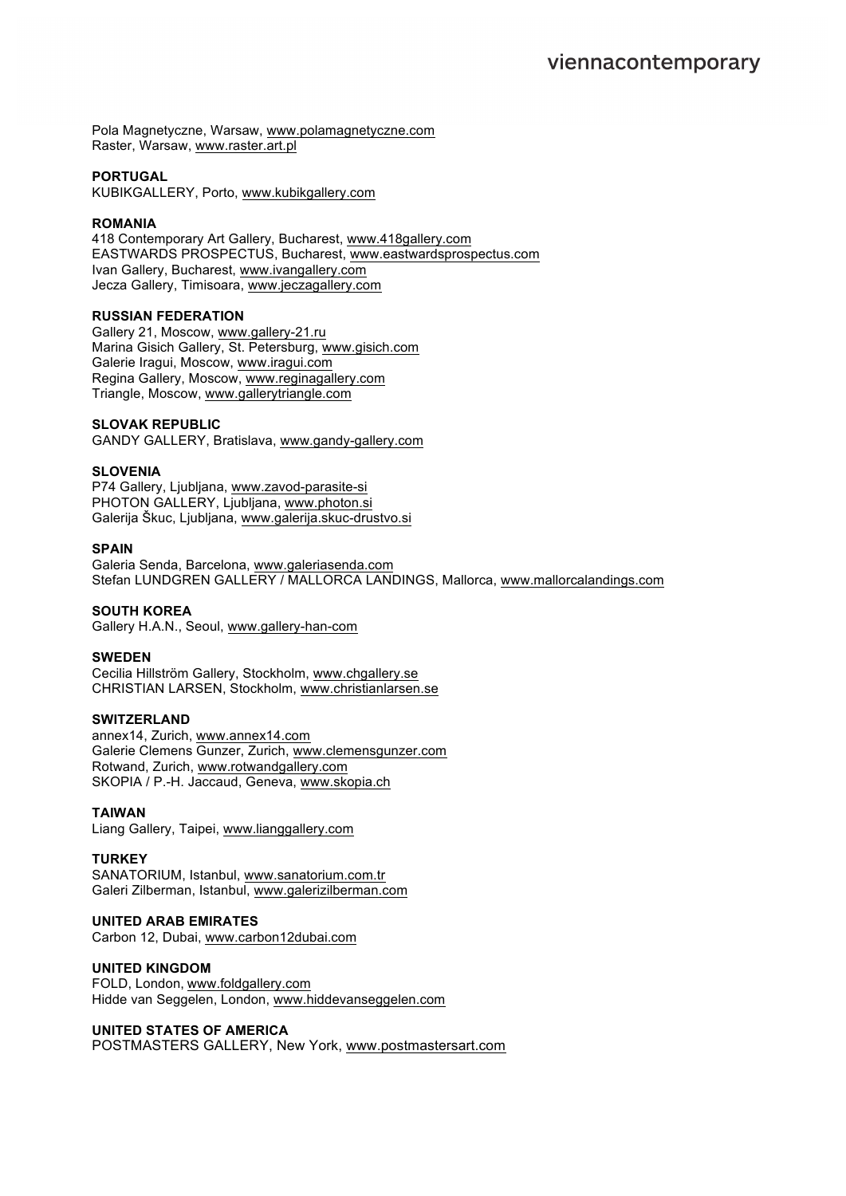Pola Magnetyczne, Warsaw, www.polamagnetyczne.com
Raster, Warsaw, www.raster.art.pl

**PORTUGAL**
KUBIKGALLERY, Porto, www.kubikgallery.com

**ROMANIA**
418 Contemporary Art Gallery, Bucharest, www.418gallery.com
EASTWARDS PROSPECTUS, Bucharest, www.eastwardsprospectus.com
Ivan Gallery, Bucharest, www.ivangallery.com
Jecza Gallery, Timisoara, www.jeczagallery.com

**RUSSIAN FEDERATION**
Gallery 21, Moscow, www.gallery-21.ru
Marina Gisich Gallery, St. Petersburg, www.gisich.com
Galerie Iragui, Moscow, www.iragui.com
Regina Gallery, Moscow, www.reginagallery.com
Triangle, Moscow, www.gallerytriangle.com

**SLOVAK REPUBLIC**
GANDY GALLERY, Bratislava, www.gandy-gallery.com

**SLOVENIA**
P74 Gallery, Ljubljana, www.zavod-parasite-si
PHOTON GALLERY, Ljubljana, www.photon.si
Galerija Škuc, Ljubljana, www.galerija.skuc-drustvo.si

**SPAIN**
Galeria Senda, Barcelona, www.galeriasenda.com
Stefan LUNDGREN GALLERY / MALLORCA LANDINGS, Mallorca, www.mallorcalandings.com

**SOUTH KOREA**
Gallery H.A.N., Seoul, www.gallery-han-com

**SWEDEN**
Cecilia Hillström Gallery, Stockholm, www.chgallery.se
CHRISTIAN LARSEN, Stockholm, www.christianlarsen.se

**SWITZERLAND**
annex14, Zurich, www.annex14.com
Galerie Clemens Gunzer, Zurich, www.clemensgunzer.com
Rotwand, Zurich, www.rotwandgallery.com
SKOPIA / P.-H. Jaccaud, Geneva, www.skopia.ch

**TAIWAN**
Liang Gallery, Taipei, www.lianggallery.com

**TURKEY**
SANATORIUM, Istanbul, www.sanatorium.com.tr
Galeri Zilberman, Istanbul, www.galerizilberman.com

**UNITED ARAB EMIRATES**
Carbon 12, Dubai, www.carbon12dubai.com

**UNITED KINGDOM**
FOLD, London, www.foldgallery.com
Hidde van Seggelen, London, www.hiddevanseggelen.com

**UNITED STATES OF AMERICA**
POSTMASTERS GALLERY, New York, www.postmastersart.com